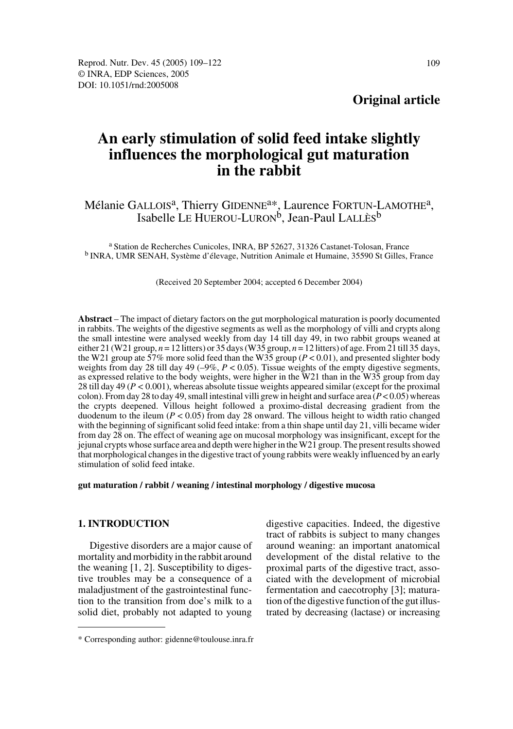**Original article**

# An early stimulation of solid feed intake slightly influences the morphological gut maturation in the rabbit

Mélanie GALLOIS[a], Thierry GIDENNE[a]*, Laurence FORTUN-LAMOTHE[a], Isabelle LE HUEROU-LURON[b], Jean-Paul LALLÈS[b]

[a] Station de Recherches Cunicoles, INRA, BP 52627, 31326 Castanet-Tolosan, France
[b] INRA, UMR SENAH, Système d'élevage, Nutrition Animale et Humaine, 35590 St Gilles, France

(Received 20 September 2004; accepted 6 December 2004)

**Abstract** – The impact of dietary factors on the gut morphological maturation is poorly documented in rabbits. The weights of the digestive segments as well as the morphology of villi and crypts along the small intestine were analysed weekly from day 14 till day 49, in two rabbit groups weaned at either 21 (W21 group, $n = 12$ litters) or 35 days (W35 group, $n = 12$ litters) of age. From 21 till 35 days, the W21 group ate 57% more solid feed than the W35 group ($P < 0.01$), and presented slighter body weights from day 28 till day 49 (–9%, $P < 0.05$). Tissue weights of the empty digestive segments, as expressed relative to the body weights, were higher in the W21 than in the W35 group from day 28 till day 49 ($P < 0.001$), whereas absolute tissue weights appeared similar (except for the proximal colon). From day 28 to day 49, small intestinal villi grew in height and surface area ($P < 0.05$) whereas the crypts deepened. Villous height followed a proximo-distal decreasing gradient from the duodenum to the ileum ($P < 0.05$) from day 28 onward. The villous height to width ratio changed with the beginning of significant solid feed intake: from a thin shape until day 21, villi became wider from day 28 on. The effect of weaning age on mucosal morphology was insignificant, except for the jejunal crypts whose surface area and depth were higher in the W21 group. The present results showed that morphological changes in the digestive tract of young rabbits were weakly influenced by an early stimulation of solid feed intake.

**gut maturation / rabbit / weaning / intestinal morphology / digestive mucosa**

## 1. INTRODUCTION

Digestive disorders are a major cause of mortality and morbidity in the rabbit around the weaning [1, 2]. Susceptibility to digestive troubles may be a consequence of a maladjustment of the gastrointestinal function to the transition from doe's milk to a solid diet, probably not adapted to young digestive capacities. Indeed, the digestive tract of rabbits is subject to many changes around weaning: an important anatomical development of the distal relative to the proximal parts of the digestive tract, associated with the development of microbial fermentation and caecotrophy [3]; maturation of the digestive function of the gut illustrated by decreasing (lactase) or increasing

* Corresponding author: gidenne@toulouse.inra.fr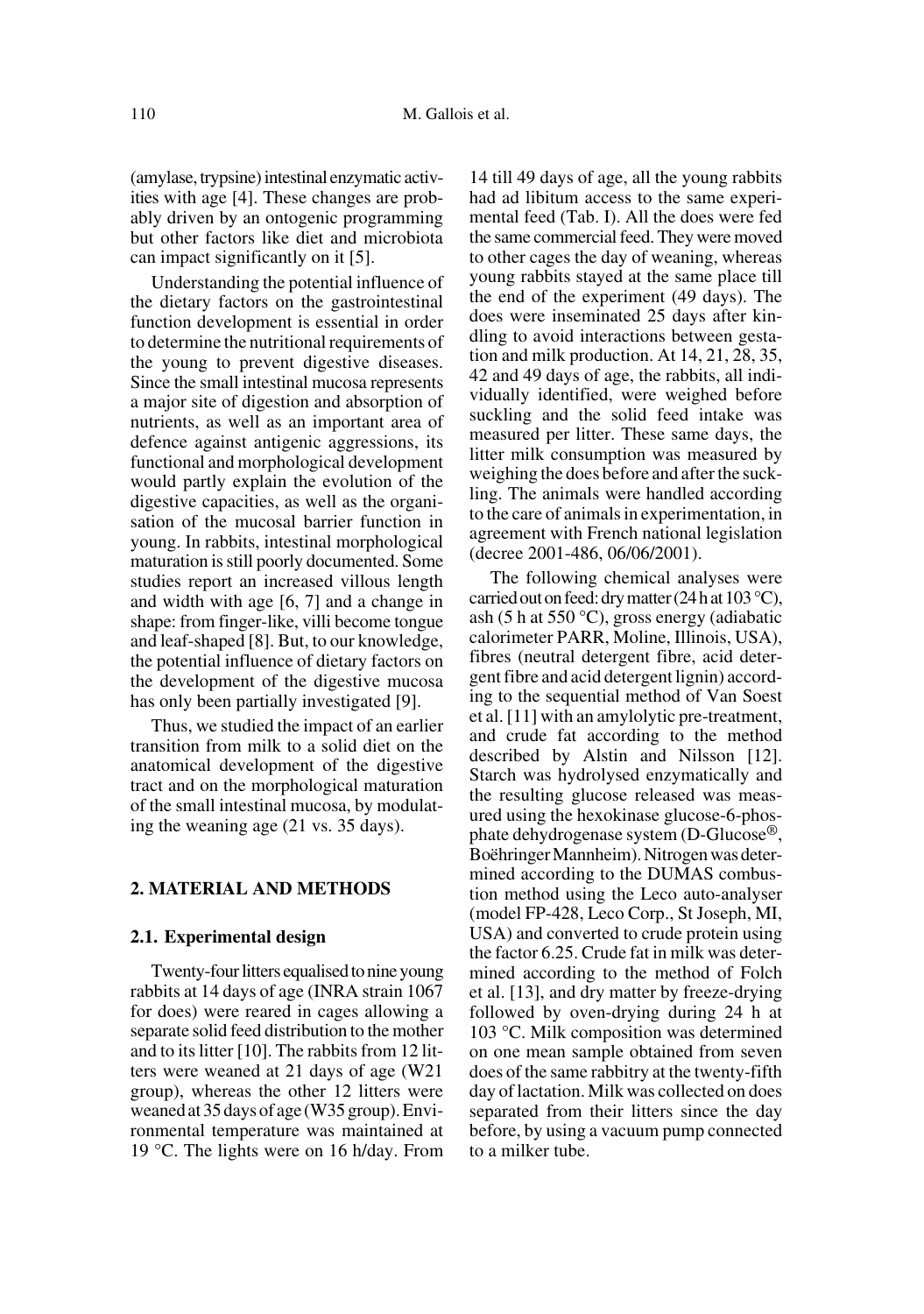(amylase, trypsine) intestinal enzymatic activities with age [4]. These changes are probably driven by an ontogenic programming but other factors like diet and microbiota can impact significantly on it [5].

Understanding the potential influence of the dietary factors on the gastrointestinal function development is essential in order to determine the nutritional requirements of the young to prevent digestive diseases. Since the small intestinal mucosa represents a major site of digestion and absorption of nutrients, as well as an important area of defence against antigenic aggressions, its functional and morphological development would partly explain the evolution of the digestive capacities, as well as the organisation of the mucosal barrier function in young. In rabbits, intestinal morphological maturation is still poorly documented. Some studies report an increased villous length and width with age [6, 7] and a change in shape: from finger-like, villi become tongue and leaf-shaped [8]. But, to our knowledge, the potential influence of dietary factors on the development of the digestive mucosa has only been partially investigated [9].

Thus, we studied the impact of an earlier transition from milk to a solid diet on the anatomical development of the digestive tract and on the morphological maturation of the small intestinal mucosa, by modulating the weaning age (21 vs. 35 days).

## 2. MATERIAL AND METHODS

### 2.1. Experimental design

Twenty-four litters equalised to nine young rabbits at 14 days of age (INRA strain 1067 for does) were reared in cages allowing a separate solid feed distribution to the mother and to its litter [10]. The rabbits from 12 litters were weaned at 21 days of age (W21 group), whereas the other 12 litters were weaned at 35 days of age (W35 group). Environmental temperature was maintained at 19 °C. The lights were on 16 h/day. From 14 till 49 days of age, all the young rabbits had ad libitum access to the same experimental feed (Tab. I). All the does were fed the same commercial feed. They were moved to other cages the day of weaning, whereas young rabbits stayed at the same place till the end of the experiment (49 days). The does were inseminated 25 days after kindling to avoid interactions between gestation and milk production. At 14, 21, 28, 35, 42 and 49 days of age, the rabbits, all individually identified, were weighed before suckling and the solid feed intake was measured per litter. These same days, the litter milk consumption was measured by weighing the does before and after the suckling. The animals were handled according to the care of animals in experimentation, in agreement with French national legislation (decree 2001-486, 06/06/2001).

The following chemical analyses were carried out on feed: dry matter (24 h at 103 °C), ash (5 h at 550 °C), gross energy (adiabatic calorimeter PARR, Moline, Illinois, USA), fibres (neutral detergent fibre, acid detergent fibre and acid detergent lignin) according to the sequential method of Van Soest et al. [11] with an amylolytic pre-treatment, and crude fat according to the method described by Alstin and Nilsson [12]. Starch was hydrolysed enzymatically and the resulting glucose released was measured using the hexokinase glucose-6-phosphate dehydrogenase system (D-Glucose®, Boëhringer Mannheim). Nitrogen was determined according to the DUMAS combustion method using the Leco auto-analyser (model FP-428, Leco Corp., St Joseph, MI, USA) and converted to crude protein using the factor 6.25. Crude fat in milk was determined according to the method of Folch et al. [13], and dry matter by freeze-drying followed by oven-drying during 24 h at 103 °C. Milk composition was determined on one mean sample obtained from seven does of the same rabbitry at the twenty-fifth day of lactation. Milk was collected on does separated from their litters since the day before, by using a vacuum pump connected to a milker tube.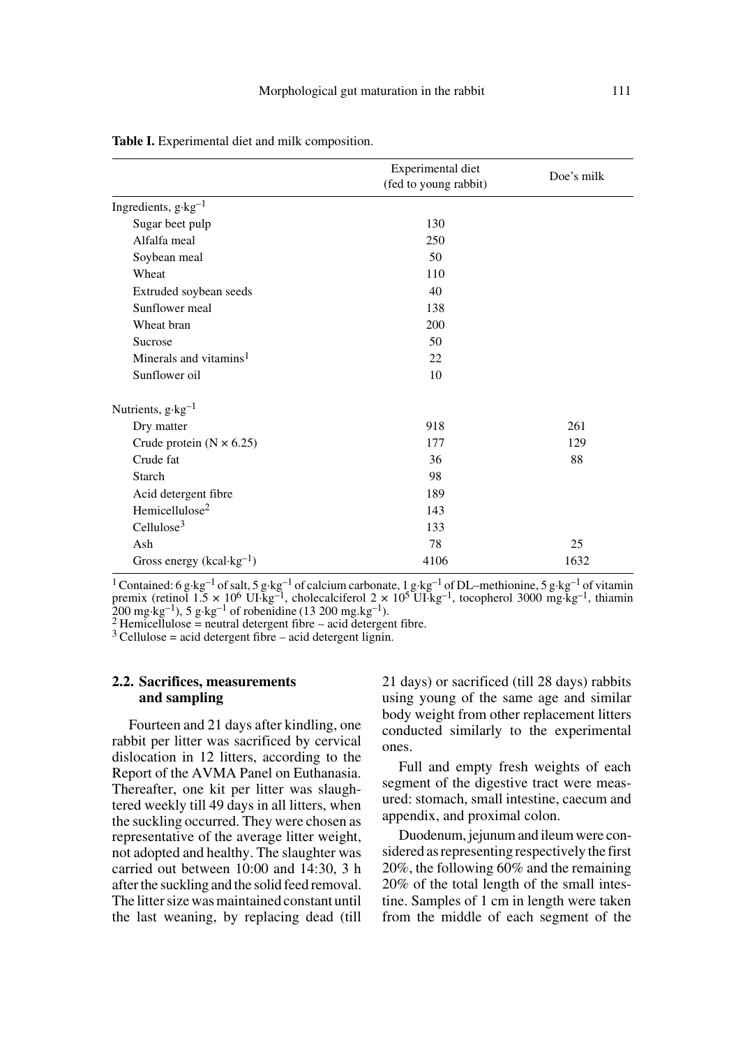**Table I.** Experimental diet and milk composition.

| | Experimental diet (fed to young rabbit) | Doe's milk |
|---|---|---|
| Ingredients, $g \cdot kg^{-1}$ | | |
| Sugar beet pulp | 130 | |
| Alfalfa meal | 250 | |
| Soybean meal | 50 | |
| Wheat | 110 | |
| Extruded soybean seeds | 40 | |
| Sunflower meal | 138 | |
| Wheat bran | 200 | |
| Sucrose | 50 | |
| Minerals and vitamins[1] | 22 | |
| Sunflower oil | 10 | |
| Nutrients, $g \cdot kg^{-1}$ | | |
| Dry matter | 918 | 261 |
| Crude protein ($N \times 6.25$) | 177 | 129 |
| Crude fat | 36 | 88 |
| Starch | 98 | |
| Acid detergent fibre | 189 | |
| Hemicellulose[2] | 143 | |
| Cellulose[3] | 133 | |
| Ash | 78 | 25 |
| Gross energy ($kcal \cdot kg^{-1}$) | 4106 | 1632 |

[1] Contained: 6 $g \cdot kg^{-1}$ of salt, 5 $g \cdot kg^{-1}$ of calcium carbonate, 1 $g \cdot kg^{-1}$ of DL–methionine, 5 $g \cdot kg^{-1}$ of vitamin premix (retinol $1.5 \times 10^6$ $UI \cdot kg^{-1}$, cholecalciferol $2 \times 10^5$ $UI \cdot kg^{-1}$, tocopherol 3000 $mg \cdot kg^{-1}$, thiamin 200 $mg \cdot kg^{-1}$), 5 $g \cdot kg^{-1}$ of robenidine (13 200 $mg \cdot kg^{-1}$).
[2] Hemicellulose = neutral detergent fibre – acid detergent fibre.
[3] Cellulose = acid detergent fibre – acid detergent lignin.

### 2.2. Sacrifices, measurements and sampling

Fourteen and 21 days after kindling, one rabbit per litter was sacrificed by cervical dislocation in 12 litters, according to the Report of the AVMA Panel on Euthanasia. Thereafter, one kit per litter was slaughtered weekly till 49 days in all litters, when the suckling occurred. They were chosen as representative of the average litter weight, not adopted and healthy. The slaughter was carried out between 10:00 and 14:30, 3 h after the suckling and the solid feed removal. The litter size was maintained constant until the last weaning, by replacing dead (till 21 days) or sacrificed (till 28 days) rabbits using young of the same age and similar body weight from other replacement litters conducted similarly to the experimental ones.

Full and empty fresh weights of each segment of the digestive tract were measured: stomach, small intestine, caecum and appendix, and proximal colon.

Duodenum, jejunum and ileum were considered as representing respectively the first 20%, the following 60% and the remaining 20% of the total length of the small intestine. Samples of 1 cm in length were taken from the middle of each segment of the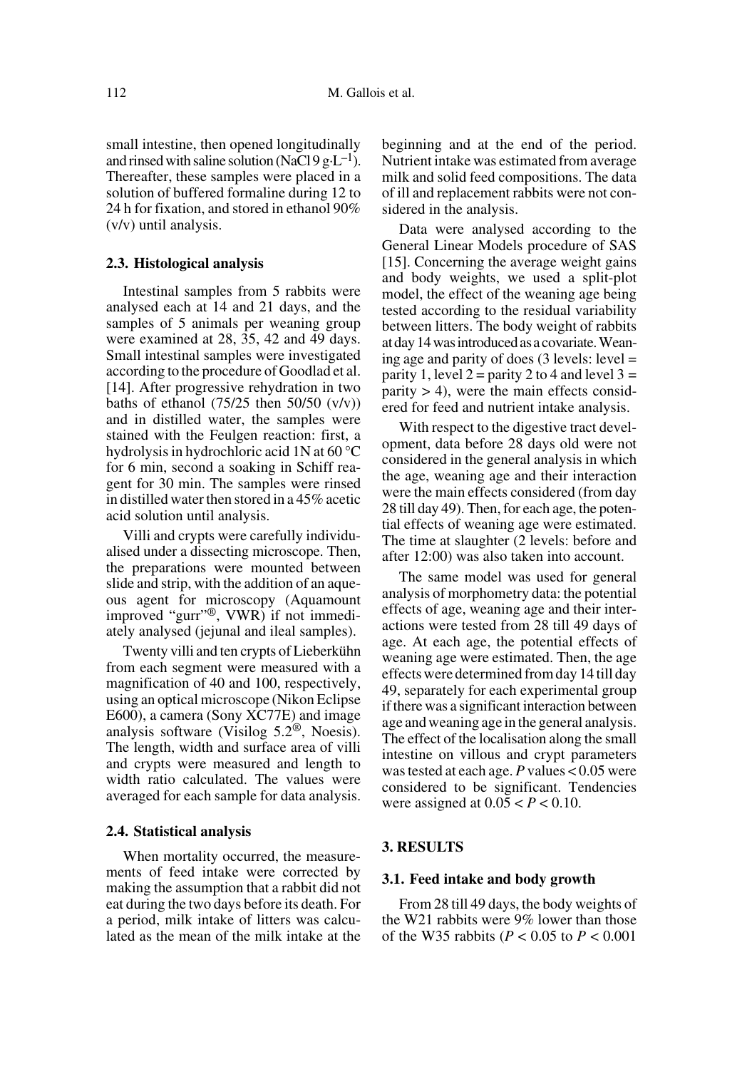small intestine, then opened longitudinally and rinsed with saline solution (NaCl 9 $g \cdot L^{-1}$). Thereafter, these samples were placed in a solution of buffered formaline during 12 to 24 h for fixation, and stored in ethanol 90% (v/v) until analysis.

### 2.3. Histological analysis

Intestinal samples from 5 rabbits were analysed each at 14 and 21 days, and the samples of 5 animals per weaning group were examined at 28, 35, 42 and 49 days. Small intestinal samples were investigated according to the procedure of Goodlad et al. [14]. After progressive rehydration in two baths of ethanol (75/25 then 50/50 (v/v)) and in distilled water, the samples were stained with the Feulgen reaction: first, a hydrolysis in hydrochloric acid 1N at 60 °C for 6 min, second a soaking in Schiff reagent for 30 min. The samples were rinsed in distilled water then stored in a 45% acetic acid solution until analysis.

Villi and crypts were carefully individualised under a dissecting microscope. Then, the preparations were mounted between slide and strip, with the addition of an aqueous agent for microscopy (Aquamount improved "gurr"®, VWR) if not immediately analysed (jejunal and ileal samples).

Twenty villi and ten crypts of Lieberkühn from each segment were measured with a magnification of 40 and 100, respectively, using an optical microscope (Nikon Eclipse E600), a camera (Sony XC77E) and image analysis software (Visilog 5.2®, Noesis). The length, width and surface area of villi and crypts were measured and length to width ratio calculated. The values were averaged for each sample for data analysis.

### 2.4. Statistical analysis

When mortality occurred, the measurements of feed intake were corrected by making the assumption that a rabbit did not eat during the two days before its death. For a period, milk intake of litters was calculated as the mean of the milk intake at the beginning and at the end of the period. Nutrient intake was estimated from average milk and solid feed compositions. The data of ill and replacement rabbits were not considered in the analysis.

Data were analysed according to the General Linear Models procedure of SAS [15]. Concerning the average weight gains and body weights, we used a split-plot model, the effect of the weaning age being tested according to the residual variability between litters. The body weight of rabbits at day 14 was introduced as a covariate. Weaning age and parity of does (3 levels: level = parity 1, level 2 = parity 2 to 4 and level 3 = parity > 4), were the main effects considered for feed and nutrient intake analysis.

With respect to the digestive tract development, data before 28 days old were not considered in the general analysis in which the age, weaning age and their interaction were the main effects considered (from day 28 till day 49). Then, for each age, the potential effects of weaning age were estimated. The time at slaughter (2 levels: before and after 12:00) was also taken into account.

The same model was used for general analysis of morphometry data: the potential effects of age, weaning age and their interactions were tested from 28 till 49 days of age. At each age, the potential effects of weaning age were estimated. Then, the age effects were determined from day 14 till day 49, separately for each experimental group if there was a significant interaction between age and weaning age in the general analysis. The effect of the localisation along the small intestine on villous and crypt parameters was tested at each age. $P$ values < 0.05 were considered to be significant. Tendencies were assigned at $0.05 < P < 0.10$.

## 3. RESULTS

### 3.1. Feed intake and body growth

From 28 till 49 days, the body weights of the W21 rabbits were 9% lower than those of the W35 rabbits ($P < 0.05$ to $P < 0.001$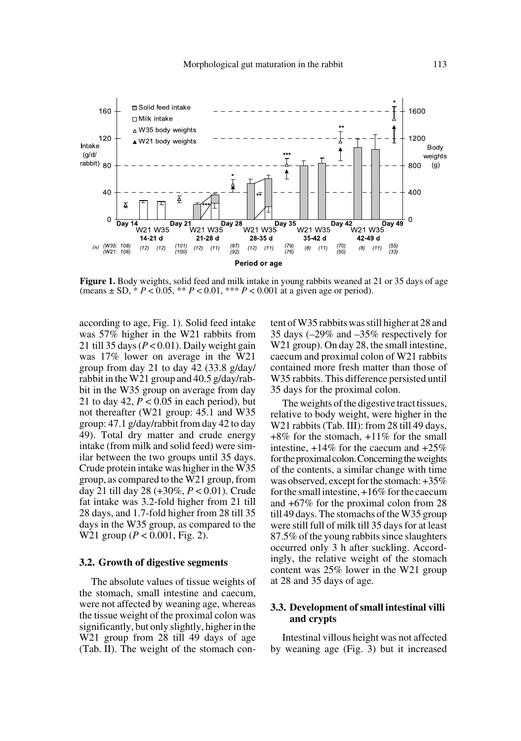**Figure 1.** Body weights, solid feed and milk intake in young rabbits weaned at 21 or 35 days of age (means ± SD, * $P < 0.05$, ** $P < 0.01$, *** $P < 0.001$ at a given age or period).

according to age, Fig. 1). Solid feed intake was 57% higher in the W21 rabbits from 21 till 35 days ($P < 0.01$). Daily weight gain was 17% lower on average in the W21 group from day 21 to day 42 (33.8 g/day/rabbit in the W21 group and 40.5 g/day/rabbit in the W35 group on average from day 21 to day 42, $P < 0.05$ in each period), but not thereafter (W21 group: 45.1 and W35 group: 47.1 g/day/rabbit from day 42 to day 49). Total dry matter and crude energy intake (from milk and solid feed) were similar between the two groups until 35 days. Crude protein intake was higher in the W35 group, as compared to the W21 group, from day 21 till day 28 (+30%, $P < 0.01$). Crude fat intake was 3.2-fold higher from 21 till 28 days, and 1.7-fold higher from 28 till 35 days in the W35 group, as compared to the W21 group ($P < 0.001$, Fig. 2).

### 3.2. Growth of digestive segments

The absolute values of tissue weights of the stomach, small intestine and caecum, were not affected by weaning age, whereas the tissue weight of the proximal colon was significantly, but only slightly, higher in the W21 group from 28 till 49 days of age (Tab. II). The weight of the stomach content of W35 rabbits was still higher at 28 and 35 days (–29% and –35% respectively for W21 group). On day 28, the small intestine, caecum and proximal colon of W21 rabbits contained more fresh matter than those of W35 rabbits. This difference persisted until 35 days for the proximal colon.

The weights of the digestive tract tissues, relative to body weight, were higher in the W21 rabbits (Tab. III): from 28 till 49 days, +8% for the stomach, +11% for the small intestine, +14% for the caecum and +25% for the proximal colon. Concerning the weights of the contents, a similar change with time was observed, except for the stomach: +35% for the small intestine, +16% for the caecum and +67% for the proximal colon from 28 till 49 days. The stomachs of the W35 group were still full of milk till 35 days for at least 87.5% of the young rabbits since slaughters occurred only 3 h after suckling. Accordingly, the relative weight of the stomach content was 25% lower in the W21 group at 28 and 35 days of age.

### 3.3. Development of small intestinal villi and crypts

Intestinal villous height was not affected by weaning age (Fig. 3) but it increased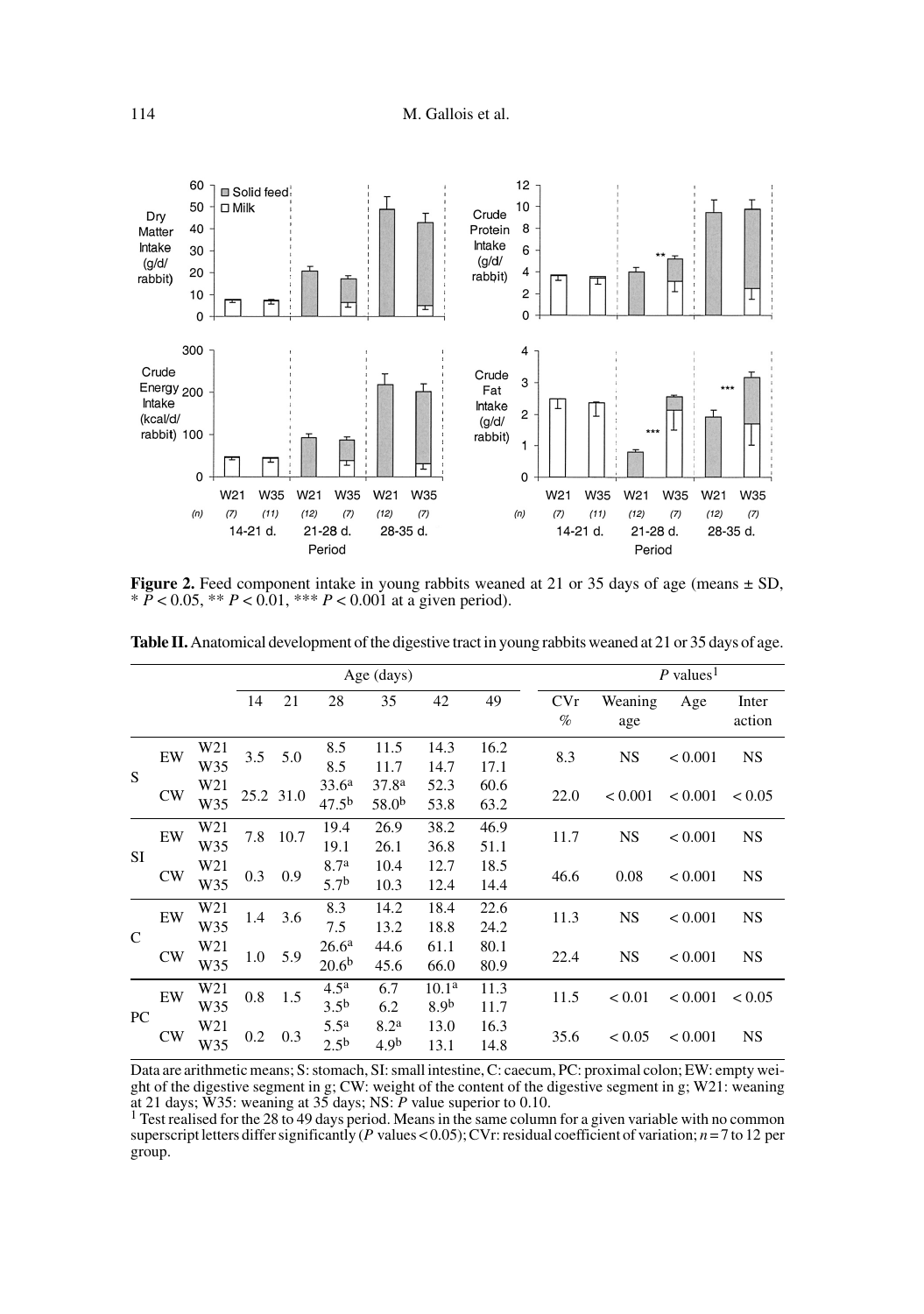**Figure 2.** Feed component intake in young rabbits weaned at 21 or 35 days of age (means ± SD, * $P < 0.05$, ** $P < 0.01$, *** $P < 0.001$ at a given period).

**Table II.** Anatomical development of the digestive tract in young rabbits weaned at 21 or 35 days of age.

| | | | Age (days) | | | | | | P values[1] | | | |
|---|---|---|---|---|---|---|---|---|---|---|---|---|
| | | | 14 | 21 | 28 | 35 | 42 | 49 | CVr % | Weaning age | Age | Inter action |
| S | EW | W21 | 3.5 | 5.0 | 8.5 | 11.5 | 14.3 | 16.2 | 8.3 | NS | < 0.001 | NS |
| | | W35 | | | 8.5 | 11.7 | 14.7 | 17.1 | | | | |
| | CW | W21 | 25.2 | 31.0 | 33.6[a] | 37.8[a] | 52.3 | 60.6 | 22.0 | < 0.001 | < 0.001 | < 0.05 |
| | | W35 | | | 47.5[b] | 58.0[b] | 53.8 | 63.2 | | | | |
| SI | EW | W21 | 7.8 | 10.7 | 19.4 | 26.9 | 38.2 | 46.9 | 11.7 | NS | < 0.001 | NS |
| | | W35 | | | 19.1 | 26.1 | 36.8 | 51.1 | | | | |
| | CW | W21 | 0.3 | 0.9 | 8.7[a] | 10.4 | 12.7 | 18.5 | 46.6 | 0.08 | < 0.001 | NS |
| | | W35 | | | 5.7[b] | 10.3 | 12.4 | 14.4 | | | | |
| C | EW | W21 | 1.4 | 3.6 | 8.3 | 14.2 | 18.4 | 22.6 | 11.3 | NS | < 0.001 | NS |
| | | W35 | | | 7.5 | 13.2 | 18.8 | 24.2 | | | | |
| | CW | W21 | 1.0 | 5.9 | 26.6[a] | 44.6 | 61.1 | 80.1 | 22.4 | NS | < 0.001 | NS |
| | | W35 | | | 20.6[b] | 45.6 | 66.0 | 80.9 | | | | |
| PC | EW | W21 | 0.8 | 1.5 | 4.5[a] | 6.7 | 10.1[a] | 11.3 | 11.5 | < 0.01 | < 0.001 | < 0.05 |
| | | W35 | | | 3.5[b] | 6.2 | 8.9[b] | 11.7 | | | | |
| | CW | W21 | 0.2 | 0.3 | 5.5[a] | 8.2[a] | 13.0 | 16.3 | 35.6 | < 0.05 | < 0.001 | NS |
| | | W35 | | | 2.5[b] | 4.9[b] | 13.1 | 14.8 | | | | |

Data are arithmetic means; S: stomach, SI: small intestine, C: caecum, PC: proximal colon; EW: empty weight of the digestive segment in g; CW: weight of the content of the digestive segment in g; W21: weaning at 21 days; W35: weaning at 35 days; NS: $P$ value superior to 0.10.

[1] Test realised for the 28 to 49 days period. Means in the same column for a given variable with no common superscript letters differ significantly ($P$ values < 0.05); CVr: residual coefficient of variation; $n = 7$ to 12 per group.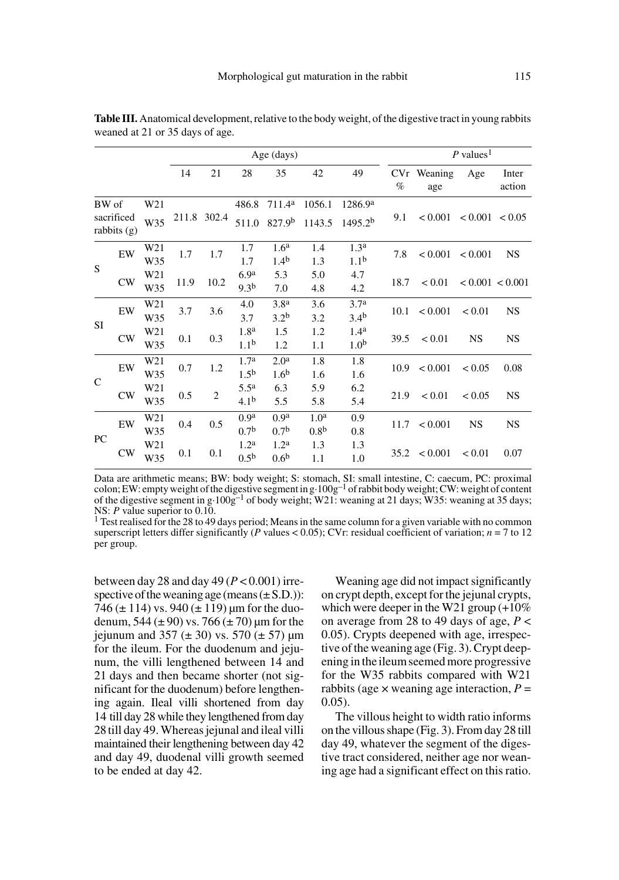**Table III.** Anatomical development, relative to the body weight, of the digestive tract in young rabbits weaned at 21 or 35 days of age.

| | | | Age (days) | | | | | | *P* values[1] | | | |
|---|---|---|---|---|---|---|---|---|---|---|---|---|
| | | | 14 | 21 | 28 | 35 | 42 | 49 | CVr % | Weaning age | Age | Inter action |
| BW of sacrificed rabbits (g) | | W21 | 211.8 | 302.4 | 486.8 | 711.4[a] | 1056.1 | 1286.9[a] | 9.1 | < 0.001 | < 0.001 | < 0.05 |
| | | W35 | | | 511.0 | 827.9[b] | 1143.5 | 1495.2[b] | | | | |
| S | EW | W21 | 1.7 | 1.7 | 1.7 | 1.6[a] | 1.4 | 1.3[a] | 7.8 | < 0.001 | < 0.001 | NS |
| | | W35 | | | 1.7 | 1.4[b] | 1.3 | 1.1[b] | | | | |
| | CW | W21 | 11.9 | 10.2 | 6.9[a] | 5.3 | 5.0 | 4.7 | 18.7 | < 0.01 | < 0.001 | < 0.001 |
| | | W35 | | | 9.3[b] | 7.0 | 4.8 | 4.2 | | | | |
| SI | EW | W21 | 3.7 | 3.6 | 4.0 | 3.8[a] | 3.6 | 3.7[a] | 10.1 | < 0.001 | < 0.01 | NS |
| | | W35 | | | 3.7 | 3.2[b] | 3.2 | 3.4[b] | | | | |
| | CW | W21 | 0.1 | 0.3 | 1.8[a] | 1.5 | 1.2 | 1.4[a] | 39.5 | < 0.01 | NS | NS |
| | | W35 | | | 1.1[b] | 1.2 | 1.1 | 1.0[b] | | | | |
| C | EW | W21 | 0.7 | 1.2 | 1.7[a] | 2.0[a] | 1.8 | 1.8 | 10.9 | < 0.001 | < 0.05 | 0.08 |
| | | W35 | | | 1.5[b] | 1.6[b] | 1.6 | 1.6 | | | | |
| | CW | W21 | 0.5 | 2 | 5.5[a] | 6.3 | 5.9 | 6.2 | 21.9 | < 0.01 | < 0.05 | NS |
| | | W35 | | | 4.1[b] | 5.5 | 5.8 | 5.4 | | | | |
| PC | EW | W21 | 0.4 | 0.5 | 0.9[a] | 0.9[a] | 1.0[a] | 0.9 | 11.7 | < 0.001 | NS | NS |
| | | W35 | | | 0.7[b] | 0.7[b] | 0.8[b] | 0.8 | | | | |
| | CW | W21 | 0.1 | 0.1 | 1.2[a] | 1.2[a] | 1.3 | 1.3 | 35.2 | < 0.001 | < 0.01 | 0.07 |
| | | W35 | | | 0.5[b] | 0.6[b] | 1.1 | 1.0 | | | | |

Data are arithmetic means; BW: body weight; S: stomach, SI: small intestine, C: caecum, PC: proximal colon; EW: empty weight of the digestive segment in $g \cdot 100g^{-1}$ of rabbit body weight; CW: weight of content of the digestive segment in $g \cdot 100g^{-1}$ of body weight; W21: weaning at 21 days; W35: weaning at 35 days; NS: *P* value superior to 0.10.

[1] Test realised for the 28 to 49 days period; Means in the same column for a given variable with no common superscript letters differ significantly (*P* values < 0.05); CVr: residual coefficient of variation; $n = 7$ to 12 per group.

between day 28 and day 49 ($P < 0.001$) irrespective of the weaning age (means (± S.D.)): 746 (± 114) vs. 940 (± 119) µm for the duodenum, 544 (± 90) vs. 766 (± 70) µm for the jejunum and 357 (± 30) vs. 570 (± 57) µm for the ileum. For the duodenum and jejunum, the villi lengthened between 14 and 21 days and then became shorter (not significant for the duodenum) before lengthening again. Ileal villi shortened from day 14 till day 28 while they lengthened from day 28 till day 49. Whereas jejunal and ileal villi maintained their lengthening between day 42 and day 49, duodenal villi growth seemed to be ended at day 42.

Weaning age did not impact significantly on crypt depth, except for the jejunal crypts, which were deeper in the W21 group (+10% on average from 28 to 49 days of age, $P < 0.05$). Crypts deepened with age, irrespective of the weaning age (Fig. 3). Crypt deepening in the ileum seemed more progressive for the W35 rabbits compared with W21 rabbits (age × weaning age interaction, $P = 0.05$).

The villous height to width ratio informs on the villous shape (Fig. 3). From day 28 till day 49, whatever the segment of the digestive tract considered, neither age nor weaning age had a significant effect on this ratio.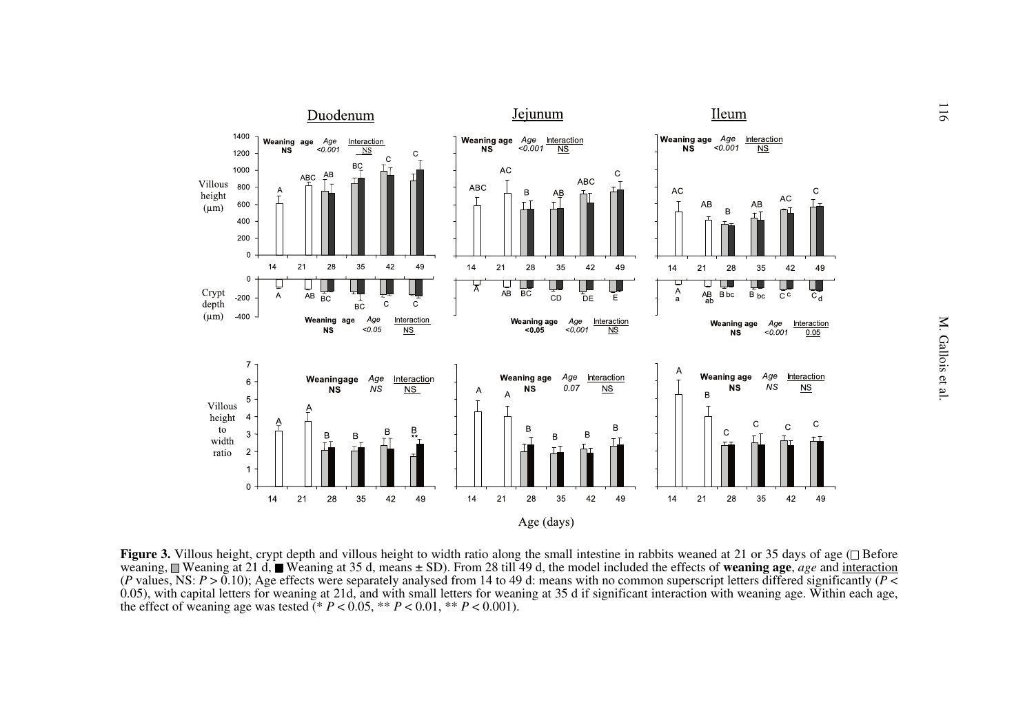**Figure 3.** Villous height, crypt depth and villous height to width ratio along the small intestine in rabbits weaned at 21 or 35 days of age (□ Before weaning, ▒ Weaning at 21 d, ■ Weaning at 35 d, means ± SD). From 28 till 49 d, the model included the effects of **weaning age**, *age* and <u>interaction</u> (*P* values, NS: $P > 0.10$); Age effects were separately analysed from 14 to 49 d: means with no common superscript letters differed significantly ($P < 0.05$), with capital letters for weaning at 21d, and with small letters for weaning at 35 d if significant interaction with weaning age. Within each age, the effect of weaning age was tested (* $P < 0.05$, ** $P < 0.01$, ** $P < 0.001$).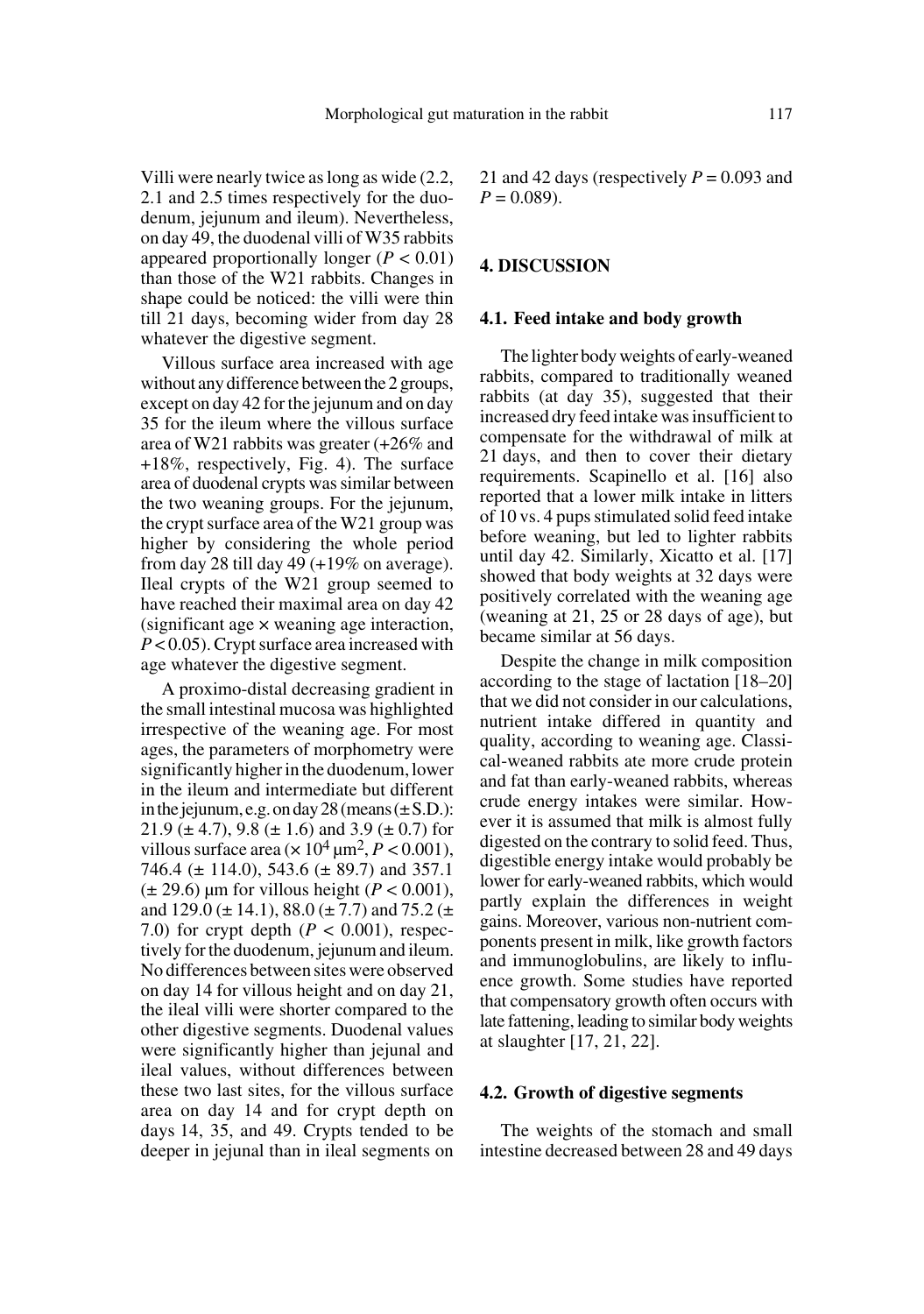Villi were nearly twice as long as wide (2.2, 2.1 and 2.5 times respectively for the duodenum, jejunum and ileum). Nevertheless, on day 49, the duodenal villi of W35 rabbits appeared proportionally longer ($P < 0.01$) than those of the W21 rabbits. Changes in shape could be noticed: the villi were thin till 21 days, becoming wider from day 28 whatever the digestive segment.

Villous surface area increased with age without any difference between the 2 groups, except on day 42 for the jejunum and on day 35 for the ileum where the villous surface area of W21 rabbits was greater (+26% and +18%, respectively, Fig. 4). The surface area of duodenal crypts was similar between the two weaning groups. For the jejunum, the crypt surface area of the W21 group was higher by considering the whole period from day 28 till day 49 (+19% on average). Ileal crypts of the W21 group seemed to have reached their maximal area on day 42 (significant age × weaning age interaction, $P < 0.05$). Crypt surface area increased with age whatever the digestive segment.

A proximo-distal decreasing gradient in the small intestinal mucosa was highlighted irrespective of the weaning age. For most ages, the parameters of morphometry were significantly higher in the duodenum, lower in the ileum and intermediate but different in the jejunum, e.g. on day 28 (means (± S.D.): 21.9 (± 4.7), 9.8 (± 1.6) and 3.9 (± 0.7) for villous surface area ($\times 10^4$ $\mu m^2$, $P < 0.001$), 746.4 (± 114.0), 543.6 (± 89.7) and 357.1 (± 29.6) µm for villous height ($P < 0.001$), and 129.0 (± 14.1), 88.0 (± 7.7) and 75.2 (± 7.0) for crypt depth ($P < 0.001$), respectively for the duodenum, jejunum and ileum. No differences between sites were observed on day 14 for villous height and on day 21, the ileal villi were shorter compared to the other digestive segments. Duodenal values were significantly higher than jejunal and ileal values, without differences between these two last sites, for the villous surface area on day 14 and for crypt depth on days 14, 35, and 49. Crypts tended to be deeper in jejunal than in ileal segments on 21 and 42 days (respectively $P = 0.093$ and $P = 0.089$).

## 4. DISCUSSION

### 4.1. Feed intake and body growth

The lighter body weights of early-weaned rabbits, compared to traditionally weaned rabbits (at day 35), suggested that their increased dry feed intake was insufficient to compensate for the withdrawal of milk at 21 days, and then to cover their dietary requirements. Scapinello et al. [16] also reported that a lower milk intake in litters of 10 vs. 4 pups stimulated solid feed intake before weaning, but led to lighter rabbits until day 42. Similarly, Xicatto et al. [17] showed that body weights at 32 days were positively correlated with the weaning age (weaning at 21, 25 or 28 days of age), but became similar at 56 days.

Despite the change in milk composition according to the stage of lactation [18–20] that we did not consider in our calculations, nutrient intake differed in quantity and quality, according to weaning age. Classical-weaned rabbits ate more crude protein and fat than early-weaned rabbits, whereas crude energy intakes were similar. However it is assumed that milk is almost fully digested on the contrary to solid feed. Thus, digestible energy intake would probably be lower for early-weaned rabbits, which would partly explain the differences in weight gains. Moreover, various non-nutrient components present in milk, like growth factors and immunoglobulins, are likely to influence growth. Some studies have reported that compensatory growth often occurs with late fattening, leading to similar body weights at slaughter [17, 21, 22].

### 4.2. Growth of digestive segments

The weights of the stomach and small intestine decreased between 28 and 49 days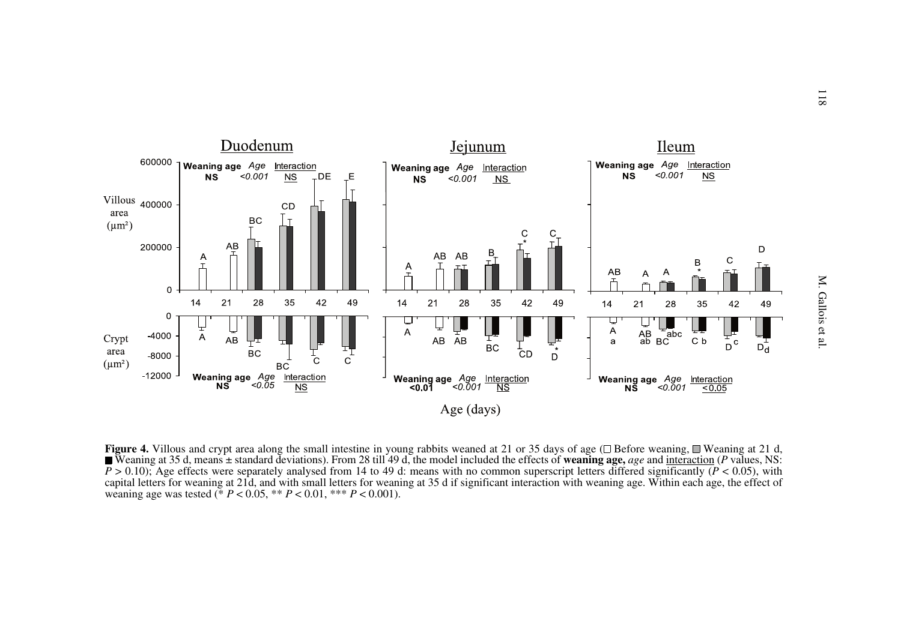**Figure 4.** Villous and crypt area along the small intestine in young rabbits weaned at 21 or 35 days of age (□ Before weaning, ▨ Weaning at 21 d, ■ Weaning at 35 d, means ± standard deviations). From 28 till 49 d, the model included the effects of **weaning age,** *age* and <u>interaction</u> (*P* values, NS: $P > 0.10$); Age effects were separately analysed from 14 to 49 d: means with no common superscript letters differed significantly ($P < 0.05$), with capital letters for weaning at 21d, and with small letters for weaning at 35 d if significant interaction with weaning age. Within each age, the effect of weaning age was tested (* $P < 0.05$, ** $P < 0.01$, *** $P < 0.001$).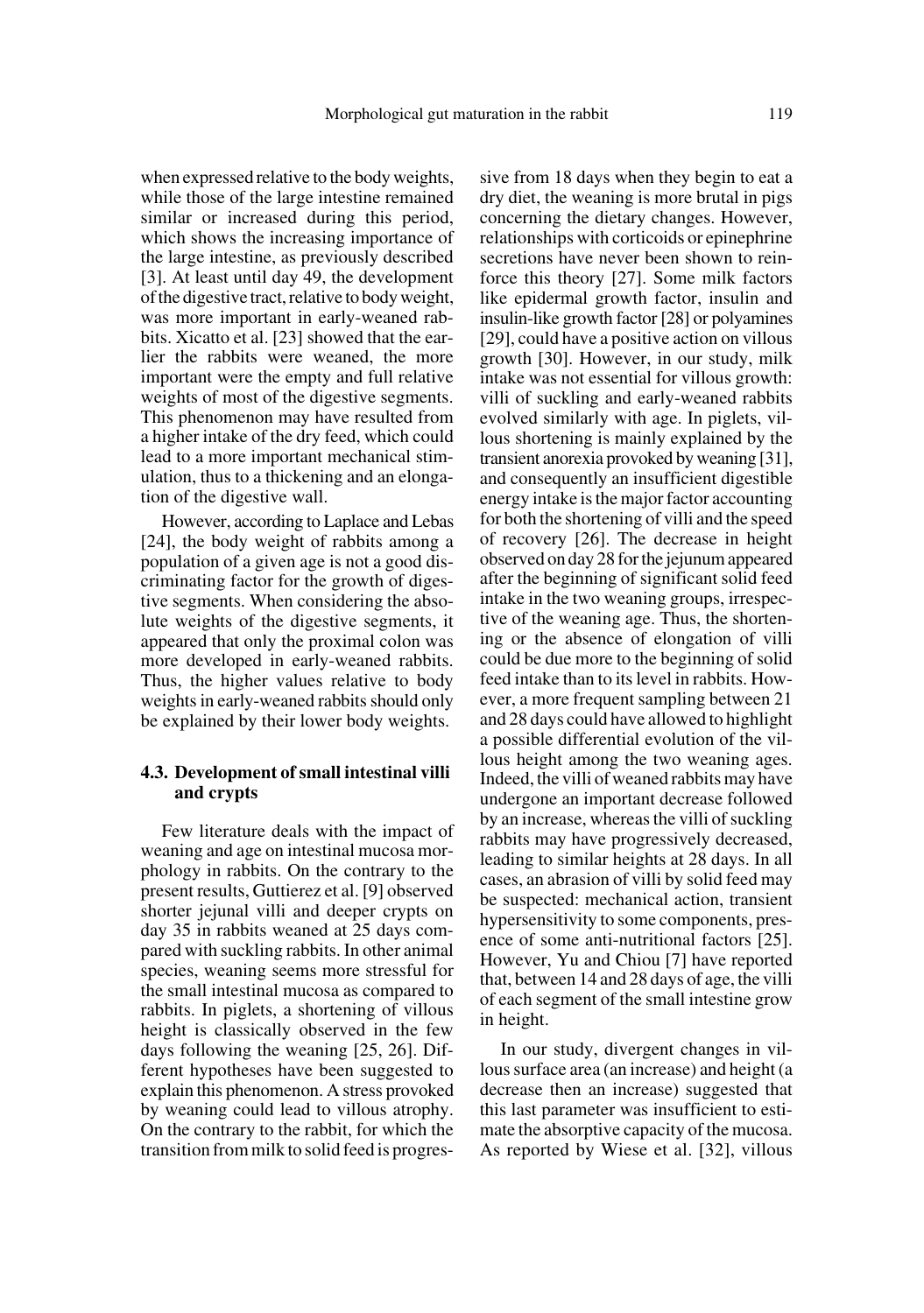when expressed relative to the body weights, while those of the large intestine remained similar or increased during this period, which shows the increasing importance of the large intestine, as previously described [3]. At least until day 49, the development of the digestive tract, relative to body weight, was more important in early-weaned rabbits. Xicatto et al. [23] showed that the earlier the rabbits were weaned, the more important were the empty and full relative weights of most of the digestive segments. This phenomenon may have resulted from a higher intake of the dry feed, which could lead to a more important mechanical stimulation, thus to a thickening and an elongation of the digestive wall.

However, according to Laplace and Lebas [24], the body weight of rabbits among a population of a given age is not a good discriminating factor for the growth of digestive segments. When considering the absolute weights of the digestive segments, it appeared that only the proximal colon was more developed in early-weaned rabbits. Thus, the higher values relative to body weights in early-weaned rabbits should only be explained by their lower body weights.

### 4.3. Development of small intestinal villi and crypts

Few literature deals with the impact of weaning and age on intestinal mucosa morphology in rabbits. On the contrary to the present results, Guttierez et al. [9] observed shorter jejunal villi and deeper crypts on day 35 in rabbits weaned at 25 days compared with suckling rabbits. In other animal species, weaning seems more stressful for the small intestinal mucosa as compared to rabbits. In piglets, a shortening of villous height is classically observed in the few days following the weaning [25, 26]. Different hypotheses have been suggested to explain this phenomenon. A stress provoked by weaning could lead to villous atrophy. On the contrary to the rabbit, for which the transition from milk to solid feed is progressive from 18 days when they begin to eat a dry diet, the weaning is more brutal in pigs concerning the dietary changes. However, relationships with corticoids or epinephrine secretions have never been shown to reinforce this theory [27]. Some milk factors like epidermal growth factor, insulin and insulin-like growth factor [28] or polyamines [29], could have a positive action on villous growth [30]. However, in our study, milk intake was not essential for villous growth: villi of suckling and early-weaned rabbits evolved similarly with age. In piglets, villous shortening is mainly explained by the transient anorexia provoked by weaning [31], and consequently an insufficient digestible energy intake is the major factor accounting for both the shortening of villi and the speed of recovery [26]. The decrease in height observed on day 28 for the jejunum appeared after the beginning of significant solid feed intake in the two weaning groups, irrespective of the weaning age. Thus, the shortening or the absence of elongation of villi could be due more to the beginning of solid feed intake than to its level in rabbits. However, a more frequent sampling between 21 and 28 days could have allowed to highlight a possible differential evolution of the villous height among the two weaning ages. Indeed, the villi of weaned rabbits may have undergone an important decrease followed by an increase, whereas the villi of suckling rabbits may have progressively decreased, leading to similar heights at 28 days. In all cases, an abrasion of villi by solid feed may be suspected: mechanical action, transient hypersensitivity to some components, presence of some anti-nutritional factors [25]. However, Yu and Chiou [7] have reported that, between 14 and 28 days of age, the villi of each segment of the small intestine grow in height.

In our study, divergent changes in villous surface area (an increase) and height (a decrease then an increase) suggested that this last parameter was insufficient to estimate the absorptive capacity of the mucosa. As reported by Wiese et al. [32], villous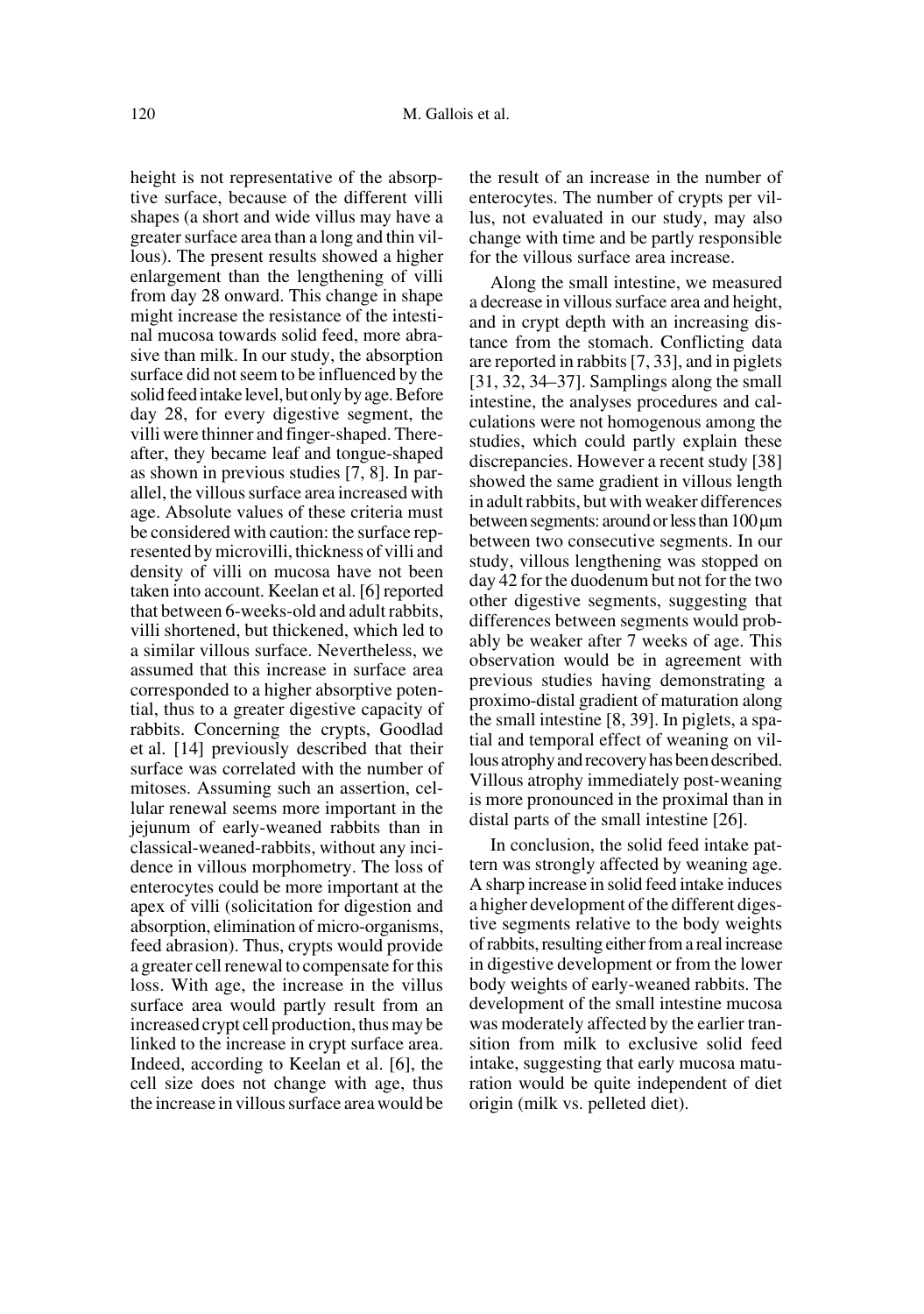height is not representative of the absorptive surface, because of the different villi shapes (a short and wide villus may have a greater surface area than a long and thin villous). The present results showed a higher enlargement than the lengthening of villi from day 28 onward. This change in shape might increase the resistance of the intestinal mucosa towards solid feed, more abrasive than milk. In our study, the absorption surface did not seem to be influenced by the solid feed intake level, but only by age. Before day 28, for every digestive segment, the villi were thinner and finger-shaped. Thereafter, they became leaf and tongue-shaped as shown in previous studies [7, 8]. In parallel, the villous surface area increased with age. Absolute values of these criteria must be considered with caution: the surface represented by microvilli, thickness of villi and density of villi on mucosa have not been taken into account. Keelan et al. [6] reported that between 6-weeks-old and adult rabbits, villi shortened, but thickened, which led to a similar villous surface. Nevertheless, we assumed that this increase in surface area corresponded to a higher absorptive potential, thus to a greater digestive capacity of rabbits. Concerning the crypts, Goodlad et al. [14] previously described that their surface was correlated with the number of mitoses. Assuming such an assertion, cellular renewal seems more important in the jejunum of early-weaned rabbits than in classical-weaned-rabbits, without any incidence in villous morphometry. The loss of enterocytes could be more important at the apex of villi (solicitation for digestion and absorption, elimination of micro-organisms, feed abrasion). Thus, crypts would provide a greater cell renewal to compensate for this loss. With age, the increase in the villus surface area would partly result from an increased crypt cell production, thus may be linked to the increase in crypt surface area. Indeed, according to Keelan et al. [6], the cell size does not change with age, thus the increase in villous surface area would be the result of an increase in the number of enterocytes. The number of crypts per villus, not evaluated in our study, may also change with time and be partly responsible for the villous surface area increase.

Along the small intestine, we measured a decrease in villous surface area and height, and in crypt depth with an increasing distance from the stomach. Conflicting data are reported in rabbits [7, 33], and in piglets [31, 32, 34–37]. Samplings along the small intestine, the analyses procedures and calculations were not homogenous among the studies, which could partly explain these discrepancies. However a recent study [38] showed the same gradient in villous length in adult rabbits, but with weaker differences between segments: around or less than 100 µm between two consecutive segments. In our study, villous lengthening was stopped on day 42 for the duodenum but not for the two other digestive segments, suggesting that differences between segments would probably be weaker after 7 weeks of age. This observation would be in agreement with previous studies having demonstrating a proximo-distal gradient of maturation along the small intestine [8, 39]. In piglets, a spatial and temporal effect of weaning on villous atrophy and recovery has been described. Villous atrophy immediately post-weaning is more pronounced in the proximal than in distal parts of the small intestine [26].

In conclusion, the solid feed intake pattern was strongly affected by weaning age. A sharp increase in solid feed intake induces a higher development of the different digestive segments relative to the body weights of rabbits, resulting either from a real increase in digestive development or from the lower body weights of early-weaned rabbits. The development of the small intestine mucosa was moderately affected by the earlier transition from milk to exclusive solid feed intake, suggesting that early mucosa maturation would be quite independent of diet origin (milk vs. pelleted diet).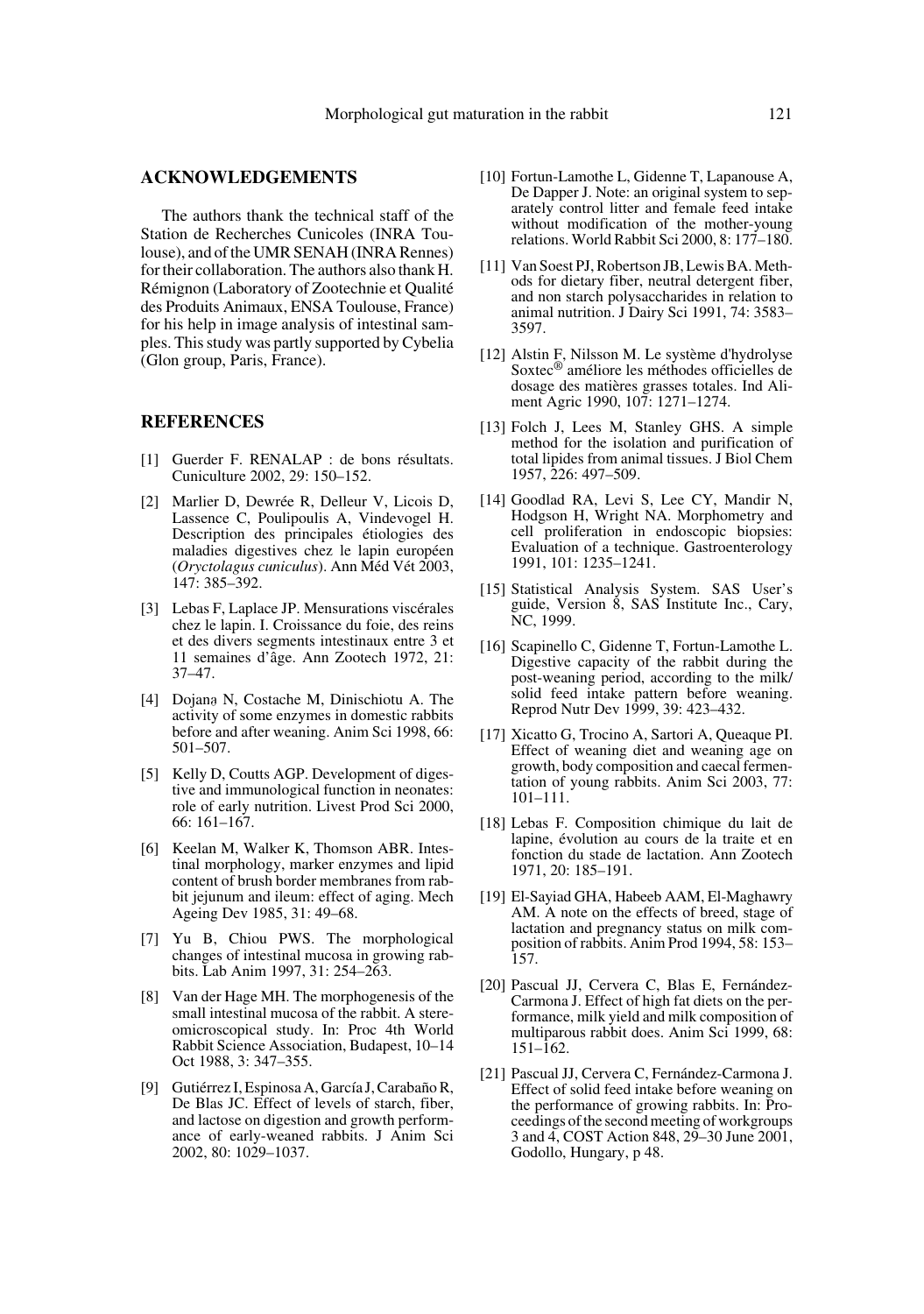## ACKNOWLEDGEMENTS

The authors thank the technical staff of the Station de Recherches Cunicoles (INRA Toulouse), and of the UMR SENAH (INRA Rennes) for their collaboration. The authors also thank H. Rémignon (Laboratory of Zootechnie et Qualité des Produits Animaux, ENSA Toulouse, France) for his help in image analysis of intestinal samples. This study was partly supported by Cybelia (Glon group, Paris, France).

## REFERENCES

[1] Guerder F. RENALAP : de bons résultats. Cuniculture 2002, 29: 150–152.

[2] Marlier D, Dewrée R, Delleur V, Licois D, Lassence C, Poulipoulis A, Vindevogel H. Description des principales étiologies des maladies digestives chez le lapin européen (*Oryctolagus cuniculus*). Ann Méd Vét 2003, 147: 385–392.

[3] Lebas F, Laplace JP. Mensurations viscérales chez le lapin. I. Croissance du foie, des reins et des divers segments intestinaux entre 3 et 11 semaines d'âge. Ann Zootech 1972, 21: 37–47.

[4] Dojană N, Costache M, Dinischiotu A. The activity of some enzymes in domestic rabbits before and after weaning. Anim Sci 1998, 66: 501–507.

[5] Kelly D, Coutts AGP. Development of digestive and immunological function in neonates: role of early nutrition. Livest Prod Sci 2000, 66: 161–167.

[6] Keelan M, Walker K, Thomson ABR. Intestinal morphology, marker enzymes and lipid content of brush border membranes from rabbit jejunum and ileum: effect of aging. Mech Ageing Dev 1985, 31: 49–68.

[7] Yu B, Chiou PWS. The morphological changes of intestinal mucosa in growing rabbits. Lab Anim 1997, 31: 254–263.

[8] Van der Hage MH. The morphogenesis of the small intestinal mucosa of the rabbit. A stereomicroscopical study. In: Proc 4th World Rabbit Science Association, Budapest, 10–14 Oct 1988, 3: 347–355.

[9] Gutiérrez I, Espinosa A, García J, Carabaño R, De Blas JC. Effect of levels of starch, fiber, and lactose on digestion and growth performance of early-weaned rabbits. J Anim Sci 2002, 80: 1029–1037.

[10] Fortun-Lamothe L, Gidenne T, Lapanouse A, De Dapper J. Note: an original system to separately control litter and female feed intake without modification of the mother-young relations. World Rabbit Sci 2000, 8: 177–180.

[11] Van Soest PJ, Robertson JB, Lewis BA. Methods for dietary fiber, neutral detergent fiber, and non starch polysaccharides in relation to animal nutrition. J Dairy Sci 1991, 74: 3583–3597.

[12] Alstin F, Nilsson M. Le système d'hydrolyse Soxtec® améliore les méthodes officielles de dosage des matières grasses totales. Ind Aliment Agric 1990, 107: 1271–1274.

[13] Folch J, Lees M, Stanley GHS. A simple method for the isolation and purification of total lipides from animal tissues. J Biol Chem 1957, 226: 497–509.

[14] Goodlad RA, Levi S, Lee CY, Mandir N, Hodgson H, Wright NA. Morphometry and cell proliferation in endoscopic biopsies: Evaluation of a technique. Gastroenterology 1991, 101: 1235–1241.

[15] Statistical Analysis System. SAS User's guide, Version 8, SAS Institute Inc., Cary, NC, 1999.

[16] Scapinello C, Gidenne T, Fortun-Lamothe L. Digestive capacity of the rabbit during the post-weaning period, according to the milk/solid feed intake pattern before weaning. Reprod Nutr Dev 1999, 39: 423–432.

[17] Xicatto G, Trocino A, Sartori A, Queaque PI. Effect of weaning diet and weaning age on growth, body composition and caecal fermentation of young rabbits. Anim Sci 2003, 77: 101–111.

[18] Lebas F. Composition chimique du lait de lapine, évolution au cours de la traite et en fonction du stade de lactation. Ann Zootech 1971, 20: 185–191.

[19] El-Sayiad GHA, Habeeb AAM, El-Maghawry AM. A note on the effects of breed, stage of lactation and pregnancy status on milk composition of rabbits. Anim Prod 1994, 58: 153–157.

[20] Pascual JJ, Cervera C, Blas E, Fernández-Carmona J. Effect of high fat diets on the performance, milk yield and milk composition of multiparous rabbit does. Anim Sci 1999, 68: 151–162.

[21] Pascual JJ, Cervera C, Fernández-Carmona J. Effect of solid feed intake before weaning on the performance of growing rabbits. In: Proceedings of the second meeting of workgroups 3 and 4, COST Action 848, 29–30 June 2001, Godollo, Hungary, p 48.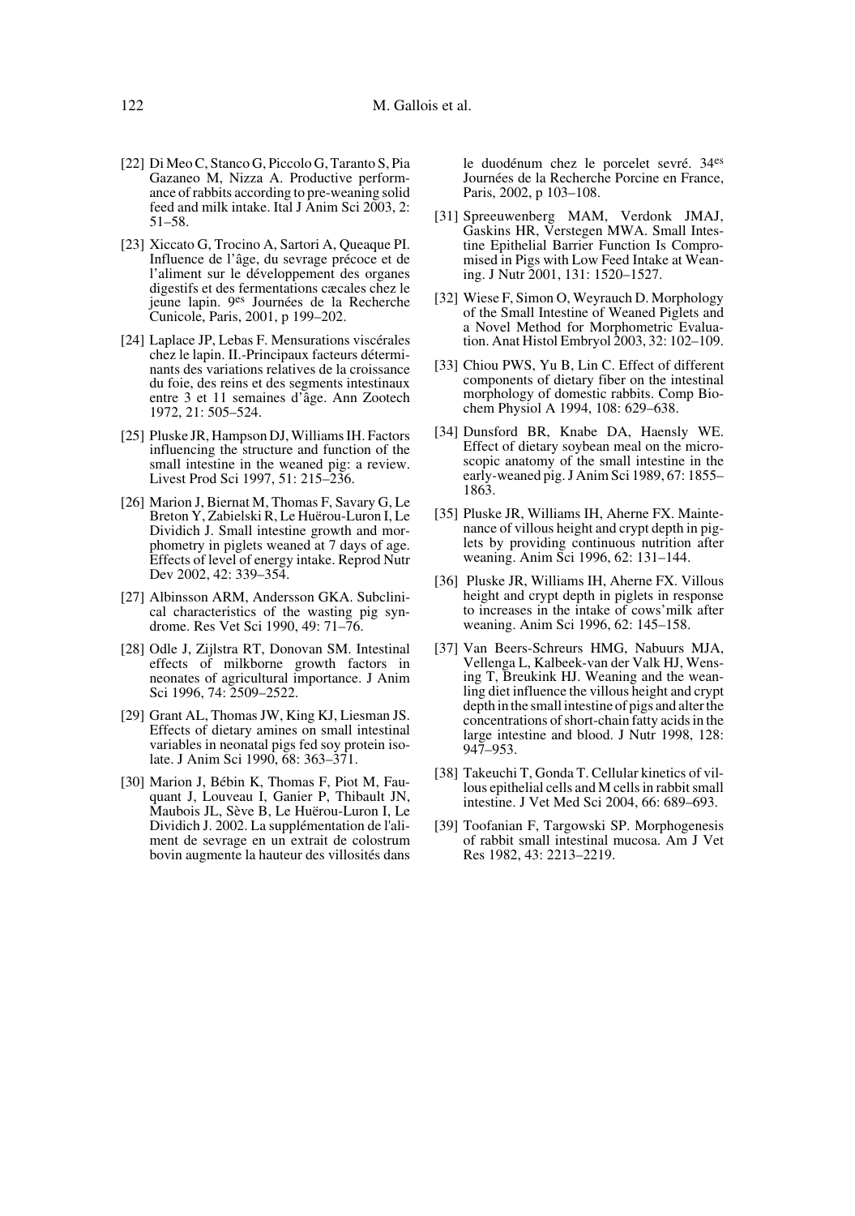[22] Di Meo C, Stanco G, Piccolo G, Taranto S, Pia Gazaneo M, Nizza A. Productive performance of rabbits according to pre-weaning solid feed and milk intake. Ital J Anim Sci 2003, 2: 51–58.

[23] Xiccato G, Trocino A, Sartori A, Queaque PI. Influence de l'âge, du sevrage précoce et de l'aliment sur le développement des organes digestifs et des fermentations cæcales chez le jeune lapin. 9es Journées de la Recherche Cunicole, Paris, 2001, p 199–202.

[24] Laplace JP, Lebas F. Mensurations viscérales chez le lapin. II.-Principaux facteurs déterminants des variations relatives de la croissance du foie, des reins et des segments intestinaux entre 3 et 11 semaines d'âge. Ann Zootech 1972, 21: 505–524.

[25] Pluske JR, Hampson DJ, Williams IH. Factors influencing the structure and function of the small intestine in the weaned pig: a review. Livest Prod Sci 1997, 51: 215–236.

[26] Marion J, Biernat M, Thomas F, Savary G, Le Breton Y, Zabielski R, Le Huërou-Luron I, Le Dividich J. Small intestine growth and morphometry in piglets weaned at 7 days of age. Effects of level of energy intake. Reprod Nutr Dev 2002, 42: 339–354.

[27] Albinsson ARM, Andersson GKA. Subclinical characteristics of the wasting pig syndrome. Res Vet Sci 1990, 49: 71–76.

[28] Odle J, Zijlstra RT, Donovan SM. Intestinal effects of milkborne growth factors in neonates of agricultural importance. J Anim Sci 1996, 74: 2509–2522.

[29] Grant AL, Thomas JW, King KJ, Liesman JS. Effects of dietary amines on small intestinal variables in neonatal pigs fed soy protein isolate. J Anim Sci 1990, 68: 363–371.

[30] Marion J, Bébin K, Thomas F, Piot M, Fauquant J, Louveau I, Ganier P, Thibault JN, Maubois JL, Sève B, Le Huërou-Luron I, Le Dividich J. 2002. La supplémentation de l'aliment de sevrage en un extrait de colostrum bovin augmente la hauteur des villosités dans le duodénum chez le porcelet sevré. 34es Journées de la Recherche Porcine en France, Paris, 2002, p 103–108.

[31] Spreeuwenberg MAM, Verdonk JMAJ, Gaskins HR, Verstegen MWA. Small Intestine Epithelial Barrier Function Is Compromised in Pigs with Low Feed Intake at Weaning. J Nutr 2001, 131: 1520–1527.

[32] Wiese F, Simon O, Weyrauch D. Morphology of the Small Intestine of Weaned Piglets and a Novel Method for Morphometric Evaluation. Anat Histol Embryol 2003, 32: 102–109.

[33] Chiou PWS, Yu B, Lin C. Effect of different components of dietary fiber on the intestinal morphology of domestic rabbits. Comp Biochem Physiol A 1994, 108: 629–638.

[34] Dunsford BR, Knabe DA, Haensly WE. Effect of dietary soybean meal on the microscopic anatomy of the small intestine in the early-weaned pig. J Anim Sci 1989, 67: 1855–1863.

[35] Pluske JR, Williams IH, Aherne FX. Maintenance of villous height and crypt depth in piglets by providing continuous nutrition after weaning. Anim Sci 1996, 62: 131–144.

[36] Pluske JR, Williams IH, Aherne FX. Villous height and crypt depth in piglets in response to increases in the intake of cows'milk after weaning. Anim Sci 1996, 62: 145–158.

[37] Van Beers-Schreurs HMG, Nabuurs MJA, Vellenga L, Kalbeek-van der Valk HJ, Wensing T, Breukink HJ. Weaning and the weanling diet influence the villous height and crypt depth in the small intestine of pigs and alter the concentrations of short-chain fatty acids in the large intestine and blood. J Nutr 1998, 128: 947–953.

[38] Takeuchi T, Gonda T. Cellular kinetics of villous epithelial cells and M cells in rabbit small intestine. J Vet Med Sci 2004, 66: 689–693.

[39] Toofanian F, Targowski SP. Morphogenesis of rabbit small intestinal mucosa. Am J Vet Res 1982, 43: 2213–2219.